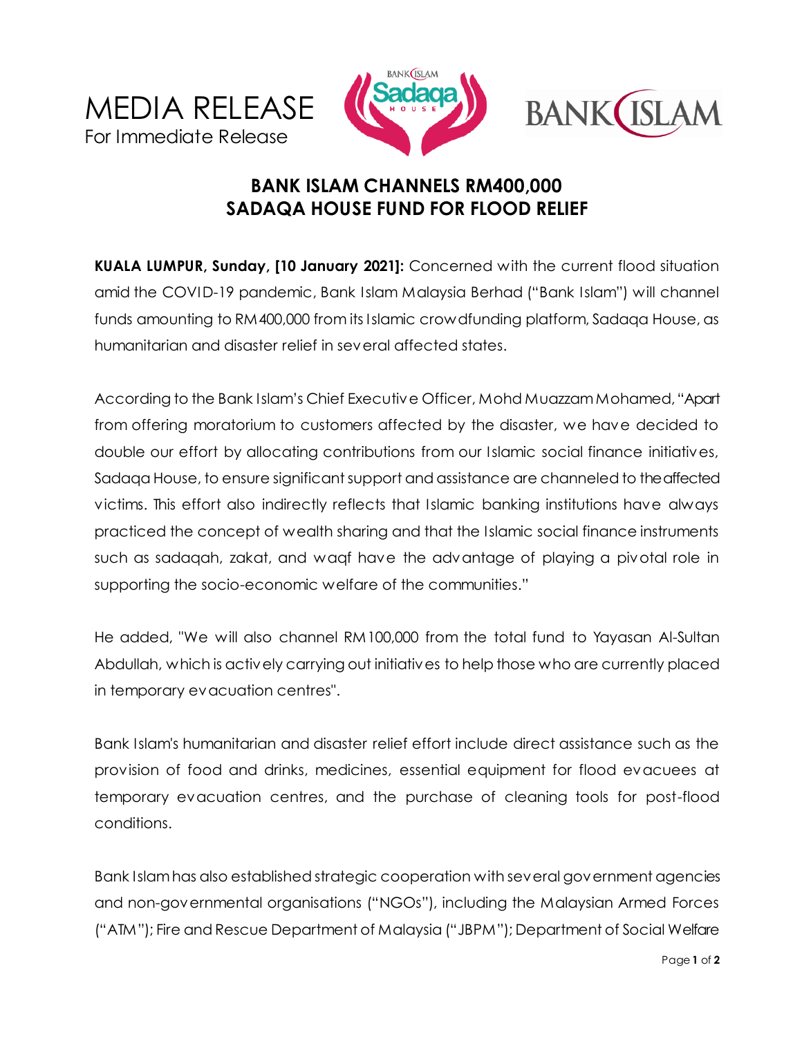MEDIA RELEASE
For Immediate Release

# BANK ISLAM CHANNELS RM400,000 SADAQA HOUSE FUND FOR FLOOD RELIEF

**KUALA LUMPUR, Sunday, [10 January 2021]:** Concerned with the current flood situation amid the COVID-19 pandemic, Bank Islam Malaysia Berhad ("Bank Islam") will channel funds amounting to RM400,000 from its Islamic crowdfunding platform, Sadaqa House, as humanitarian and disaster relief in several affected states.

According to the Bank Islam's Chief Executive Officer, Mohd Muazzam Mohamed, "Apart from offering moratorium to customers affected by the disaster, we have decided to double our effort by allocating contributions from our Islamic social finance initiatives, Sadaqa House, to ensure significant support and assistance are channeled to the affected victims. This effort also indirectly reflects that Islamic banking institutions have always practiced the concept of wealth sharing and that the Islamic social finance instruments such as sadaqah, zakat, and waqf have the advantage of playing a pivotal role in supporting the socio-economic welfare of the communities."

He added, "We will also channel RM100,000 from the total fund to Yayasan Al-Sultan Abdullah, which is actively carrying out initiatives to help those who are currently placed in temporary evacuation centres".

Bank Islam's humanitarian and disaster relief effort include direct assistance such as the provision of food and drinks, medicines, essential equipment for flood evacuees at temporary evacuation centres, and the purchase of cleaning tools for post-flood conditions.

Bank Islam has also established strategic cooperation with several government agencies and non-governmental organisations ("NGOs"), including the Malaysian Armed Forces ("ATM"); Fire and Rescue Department of Malaysia ("JBPM"); Department of Social Welfare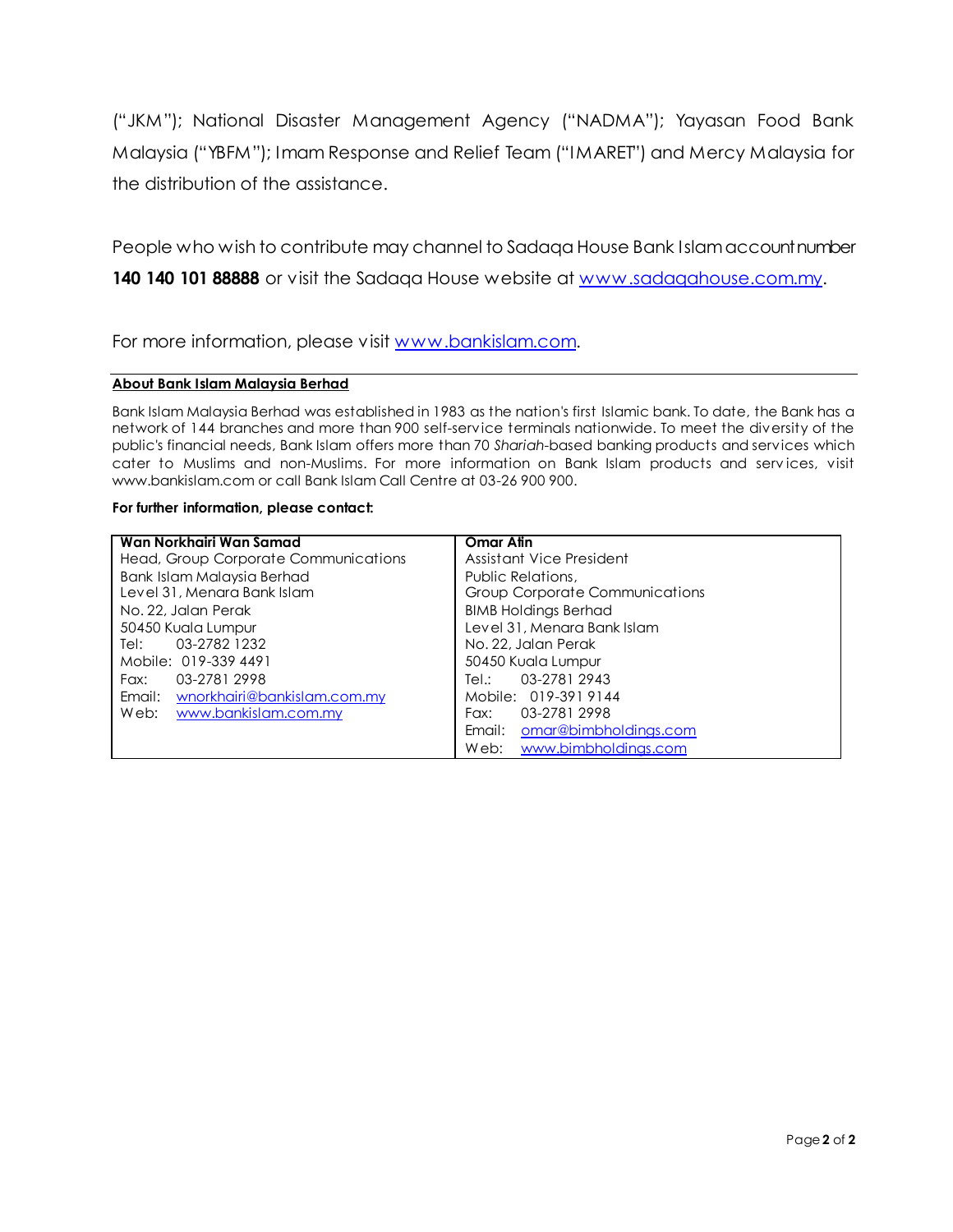("JKM"); National Disaster Management Agency ("NADMA"); Yayasan Food Bank Malaysia ("YBFM"); Imam Response and Relief Team ("IMARET") and Mercy Malaysia for the distribution of the assistance.

People who wish to contribute may channel to Sadaqa House Bank Islam account number **140 140 101 88888** or visit the Sadaqa House website at [www.sadaqahouse.com.my](http://www.sadaqahouse.com.my).

For more information, please visit [www.bankislam.com](http://www.bankislam.com).

---

**About Bank Islam Malaysia Berhad**

Bank Islam Malaysia Berhad was established in 1983 as the nation's first Islamic bank. To date, the Bank has a network of 144 branches and more than 900 self-service terminals nationwide. To meet the diversity of the public's financial needs, Bank Islam offers more than 70 *Shariah*-based banking products and services which cater to Muslims and non-Muslims. For more information on Bank Islam products and services, visit www.bankislam.com or call Bank Islam Call Centre at 03-26 900 900.

**For further information, please contact:**

| | |
|---|---|
| **Wan Norkhairi Wan Samad**<br>Head, Group Corporate Communications<br>Bank Islam Malaysia Berhad<br>Level 31, Menara Bank Islam<br>No. 22, Jalan Perak<br>50450 Kuala Lumpur<br>Tel: 03-2782 1232<br>Mobile: 019-339 4491<br>Fax: 03-2781 2998<br>Email: wnorkhairi@bankislam.com.my<br>Web: www.bankislam.com.my | **Omar Atin**<br>Assistant Vice President<br>Public Relations,<br>Group Corporate Communications<br>BIMB Holdings Berhad<br>Level 31, Menara Bank Islam<br>No. 22, Jalan Perak<br>50450 Kuala Lumpur<br>Tel.: 03-2781 2943<br>Mobile: 019-391 9144<br>Fax: 03-2781 2998<br>Email: omar@bimbholdings.com<br>Web: www.bimbholdings.com |